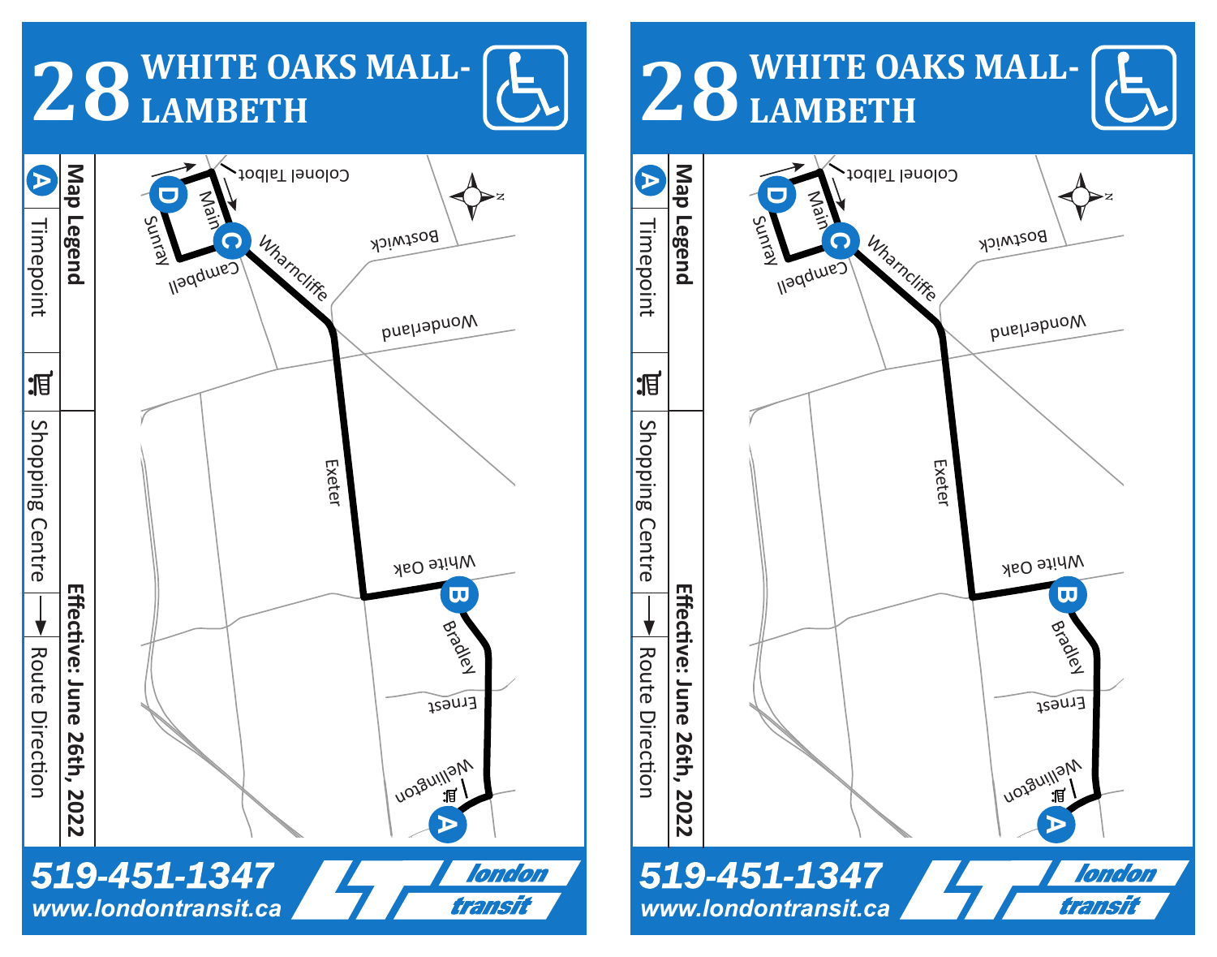# 28 WHITE OAKS MALL-LAMBETH

Colonel Talbot

Bostwick

Main

Sunray

Campbell

Wharncliffe

Wonderland

Exeter

White Oak

Bradley

Ernest

Wellington

**Map Legend**

A Timepoint

Shopping Centre

→ Route Direction

**Effective: June 26th, 2022**

**519-451-1347**

**www.londontransit.ca**

london transit

# 28 WHITE OAKS MALL-LAMBETH

Colonel Talbot

Bostwick

Main

Sunray

Campbell

Wharncliffe

Wonderland

Exeter

White Oak

Bradley

Ernest

Wellington

**Map Legend**

A Timepoint

Shopping Centre

→ Route Direction

**Effective: June 26th, 2022**

**519-451-1347**

**www.londontransit.ca**

london transit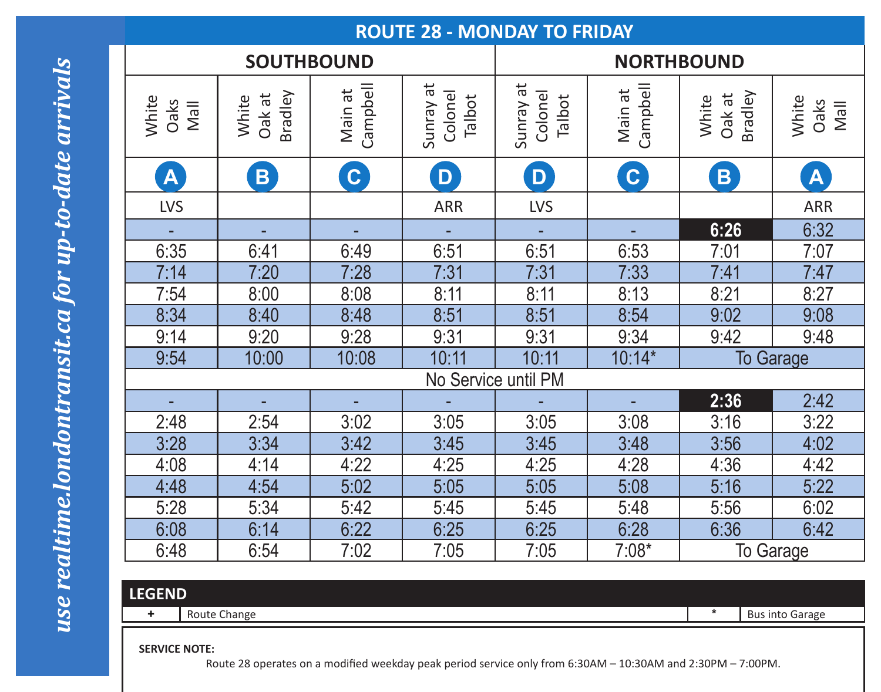*use realtime.londontransit.ca for up-to-date arrivals*

## ROUTE 28 - MONDAY TO FRIDAY

| SOUTHBOUND | | | | NORTHBOUND | | | |
|---|---|---|---|---|---|---|---|
| White Oaks Mall | White Oak at Bradley | Main at Campbell | Sunray at Colonel Talbot | Sunray at Colonel Talbot | Main at Campbell | White Oak at Bradley | White Oaks Mall |
| A | B | C | D | D | C | B | A |
| LVS | | | ARR | LVS | | | ARR |
| - | - | - | - | - | - | **6:26** | 6:32 |
| 6:35 | 6:41 | 6:49 | 6:51 | 6:51 | 6:53 | 7:01 | 7:07 |
| 7:14 | 7:20 | 7:28 | 7:31 | 7:31 | 7:33 | 7:41 | 7:47 |
| 7:54 | 8:00 | 8:08 | 8:11 | 8:11 | 8:13 | 8:21 | 8:27 |
| 8:34 | 8:40 | 8:48 | 8:51 | 8:51 | 8:54 | 9:02 | 9:08 |
| 9:14 | 9:20 | 9:28 | 9:31 | 9:31 | 9:34 | 9:42 | 9:48 |
| 9:54 | 10:00 | 10:08 | 10:11 | 10:11 | 10:14* | To Garage | |
| No Service until PM | | | | | | | |
| - | - | - | - | - | - | **2:36** | 2:42 |
| 2:48 | 2:54 | 3:02 | 3:05 | 3:05 | 3:08 | 3:16 | 3:22 |
| 3:28 | 3:34 | 3:42 | 3:45 | 3:45 | 3:48 | 3:56 | 4:02 |
| 4:08 | 4:14 | 4:22 | 4:25 | 4:25 | 4:28 | 4:36 | 4:42 |
| 4:48 | 4:54 | 5:02 | 5:05 | 5:05 | 5:08 | 5:16 | 5:22 |
| 5:28 | 5:34 | 5:42 | 5:45 | 5:45 | 5:48 | 5:56 | 6:02 |
| 6:08 | 6:14 | 6:22 | 6:25 | 6:25 | 6:28 | 6:36 | 6:42 |
| 6:48 | 6:54 | 7:02 | 7:05 | 7:05 | 7:08* | To Garage | |

**LEGEND**

| | | | |
|---|---|---|---|
| + | Route Change | * | Bus into Garage |

**SERVICE NOTE:**

Route 28 operates on a modified weekday peak period service only from 6:30AM – 10:30AM and 2:30PM – 7:00PM.